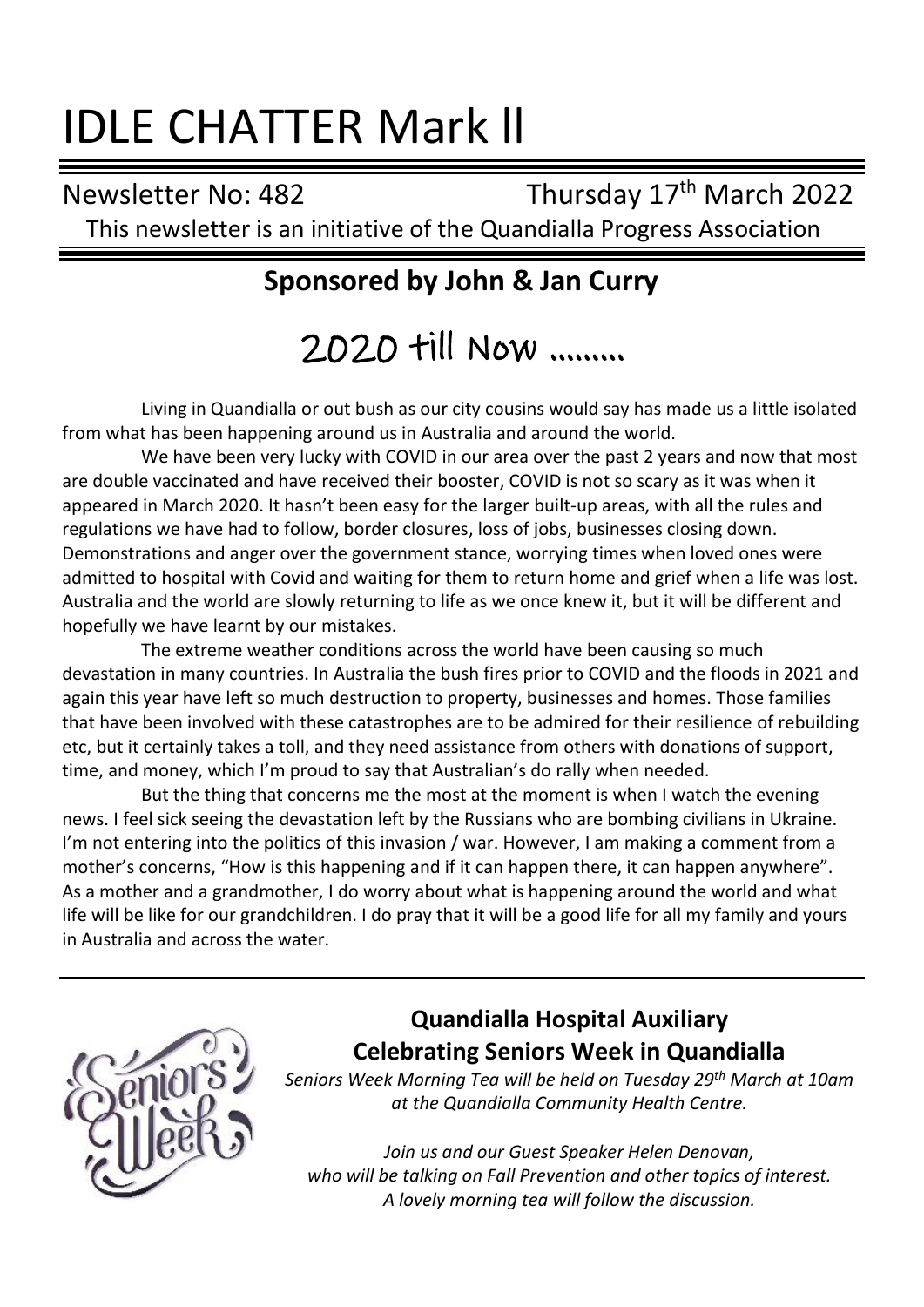# IDLE CHATTER Mark ll

Newsletter No: 482 Thursday 17th March 2022

This newsletter is an initiative of the Quandialla Progress Association

## Sponsored by John & Jan Curry

# 2020 till Now ………

Living in Quandialla or out bush as our city cousins would say has made us a little isolated from what has been happening around us in Australia and around the world.

We have been very lucky with COVID in our area over the past 2 years and now that most are double vaccinated and have received their booster, COVID is not so scary as it was when it appeared in March 2020. It hasn't been easy for the larger built-up areas, with all the rules and regulations we have had to follow, border closures, loss of jobs, businesses closing down. Demonstrations and anger over the government stance, worrying times when loved ones were admitted to hospital with Covid and waiting for them to return home and grief when a life was lost. Australia and the world are slowly returning to life as we once knew it, but it will be different and hopefully we have learnt by our mistakes.

The extreme weather conditions across the world have been causing so much devastation in many countries. In Australia the bush fires prior to COVID and the floods in 2021 and again this year have left so much destruction to property, businesses and homes. Those families that have been involved with these catastrophes are to be admired for their resilience of rebuilding etc, but it certainly takes a toll, and they need assistance from others with donations of support, time, and money, which I'm proud to say that Australian's do rally when needed.

But the thing that concerns me the most at the moment is when I watch the evening news. I feel sick seeing the devastation left by the Russians who are bombing civilians in Ukraine. I'm not entering into the politics of this invasion / war. However, I am making a comment from a mother's concerns, "How is this happening and if it can happen there, it can happen anywhere". As a mother and a grandmother, I do worry about what is happening around the world and what life will be like for our grandchildren. I do pray that it will be a good life for all my family and yours in Australia and across the water.

---

Seniors Week

## Quandialla Hospital Auxiliary
## Celebrating Seniors Week in Quandialla

*Seniors Week Morning Tea will be held on Tuesday 29th March at 10am at the Quandialla Community Health Centre.*

*Join us and our Guest Speaker Helen Denovan, who will be talking on Fall Prevention and other topics of interest. A lovely morning tea will follow the discussion.*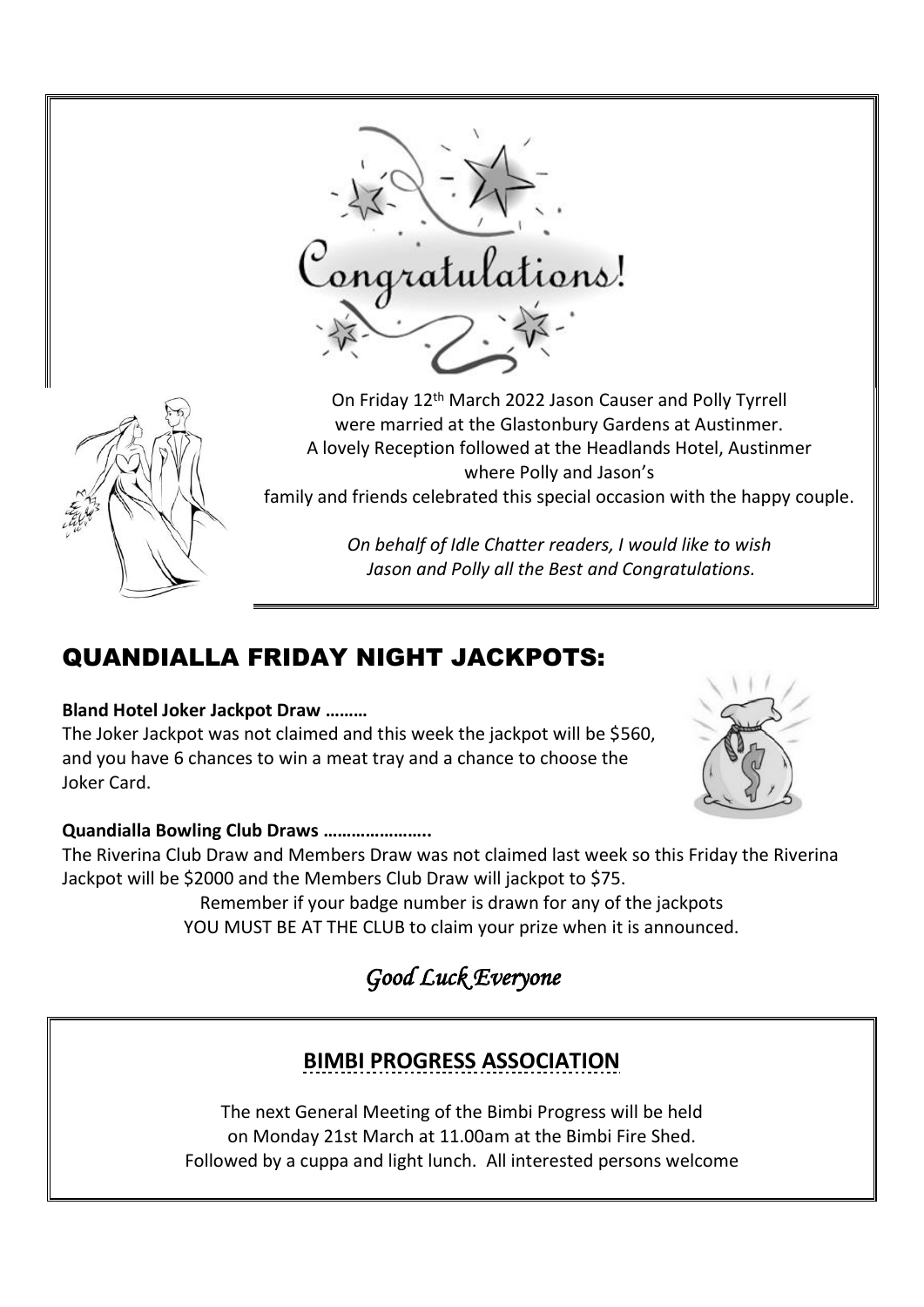# Congratulations!

On Friday 12th March 2022 Jason Causer and Polly Tyrrell were married at the Glastonbury Gardens at Austinmer. A lovely Reception followed at the Headlands Hotel, Austinmer where Polly and Jason's family and friends celebrated this special occasion with the happy couple.

*On behalf of Idle Chatter readers, I would like to wish Jason and Polly all the Best and Congratulations.*

## QUANDIALLA FRIDAY NIGHT JACKPOTS:

**Bland Hotel Joker Jackpot Draw ………**

The Joker Jackpot was not claimed and this week the jackpot will be $560, and you have 6 chances to win a meat tray and a chance to choose the Joker Card.

**Quandialla Bowling Club Draws …………………..**

The Riverina Club Draw and Members Draw was not claimed last week so this Friday the Riverina Jackpot will be $2000 and the Members Club Draw will jackpot to $75.

Remember if your badge number is drawn for any of the jackpots YOU MUST BE AT THE CLUB to claim your prize when it is announced.

*Good Luck Everyone*

## BIMBI PROGRESS ASSOCIATION

The next General Meeting of the Bimbi Progress will be held on Monday 21st March at 11.00am at the Bimbi Fire Shed. Followed by a cuppa and light lunch. All interested persons welcome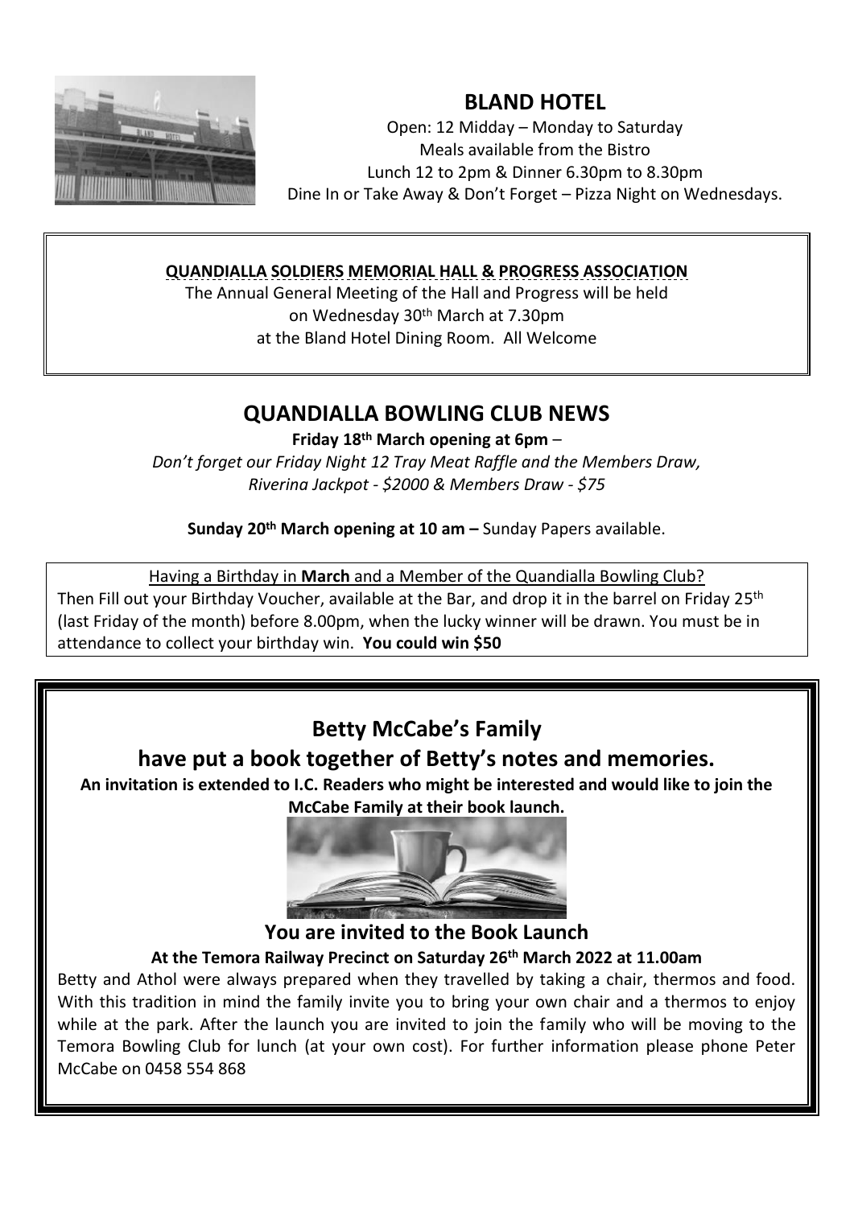## BLAND HOTEL

Open: 12 Midday – Monday to Saturday
Meals available from the Bistro
Lunch 12 to 2pm & Dinner 6.30pm to 8.30pm
Dine In or Take Away & Don't Forget – Pizza Night on Wednesdays.

**QUANDIALLA SOLDIERS MEMORIAL HALL & PROGRESS ASSOCIATION**

The Annual General Meeting of the Hall and Progress will be held on Wednesday 30th March at 7.30pm at the Bland Hotel Dining Room. All Welcome

## QUANDIALLA BOWLING CLUB NEWS

**Friday 18th March opening at 6pm** –

*Don't forget our Friday Night 12 Tray Meat Raffle and the Members Draw, Riverina Jackpot - $2000 & Members Draw - $75*

**Sunday 20th March opening at 10 am –** Sunday Papers available.

Having a Birthday in **March** and a Member of the Quandialla Bowling Club?

Then Fill out your Birthday Voucher, available at the Bar, and drop it in the barrel on Friday 25th (last Friday of the month) before 8.00pm, when the lucky winner will be drawn. You must be in attendance to collect your birthday win. **You could win $50**

## Betty McCabe's Family have put a book together of Betty's notes and memories.

**An invitation is extended to I.C. Readers who might be interested and would like to join the McCabe Family at their book launch.**

### You are invited to the Book Launch

**At the Temora Railway Precinct on Saturday 26th March 2022 at 11.00am**

Betty and Athol were always prepared when they travelled by taking a chair, thermos and food. With this tradition in mind the family invite you to bring your own chair and a thermos to enjoy while at the park. After the launch you are invited to join the family who will be moving to the Temora Bowling Club for lunch (at your own cost). For further information please phone Peter McCabe on 0458 554 868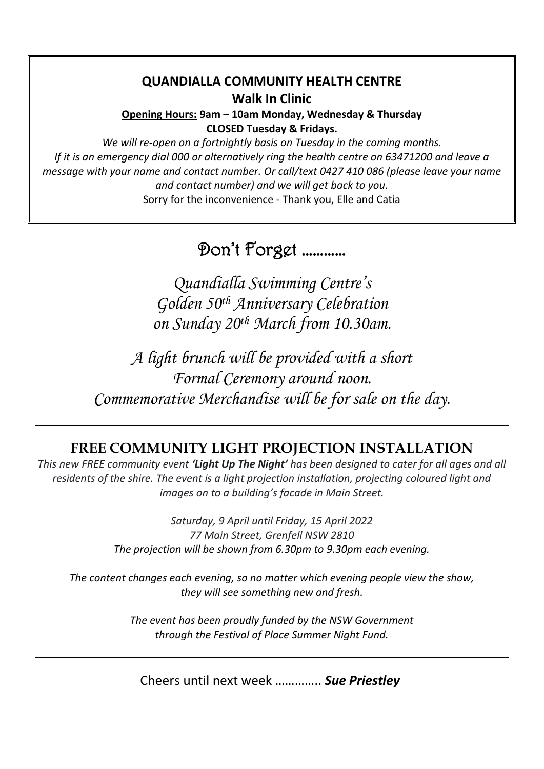## QUANDIALLA COMMUNITY HEALTH CENTRE

**Walk In Clinic**

**<u>Opening Hours:</u> 9am – 10am Monday, Wednesday & Thursday**
**CLOSED Tuesday & Fridays.**

*We will re-open on a fortnightly basis on Tuesday in the coming months.*
*If it is an emergency dial 000 or alternatively ring the health centre on 63471200 and leave a message with your name and contact number. Or call/text 0427 410 086 (please leave your name and contact number) and we will get back to you.*
Sorry for the inconvenience - Thank you, Elle and Catia

# Don't Forget ...........

*Quandialla Swimming Centre's*
*Golden 50th Anniversary Celebration*
*on Sunday 20th March from 10.30am.*

*A light brunch will be provided with a short*
*Formal Ceremony around noon.*
*Commemorative Merchandise will be for sale on the day.*

---

## FREE COMMUNITY LIGHT PROJECTION INSTALLATION

*This new FREE community event **'Light Up The Night'** has been designed to cater for all ages and all residents of the shire. The event is a light projection installation, projecting coloured light and images on to a building's facade in Main Street.*

*Saturday, 9 April until Friday, 15 April 2022*
*77 Main Street, Grenfell NSW 2810*
*The projection will be shown from 6.30pm to 9.30pm each evening.*

*The content changes each evening, so no matter which evening people view the show, they will see something new and fresh.*

*The event has been proudly funded by the NSW Government*
*through the Festival of Place Summer Night Fund.*

---

Cheers until next week ………….. ***Sue Priestley***